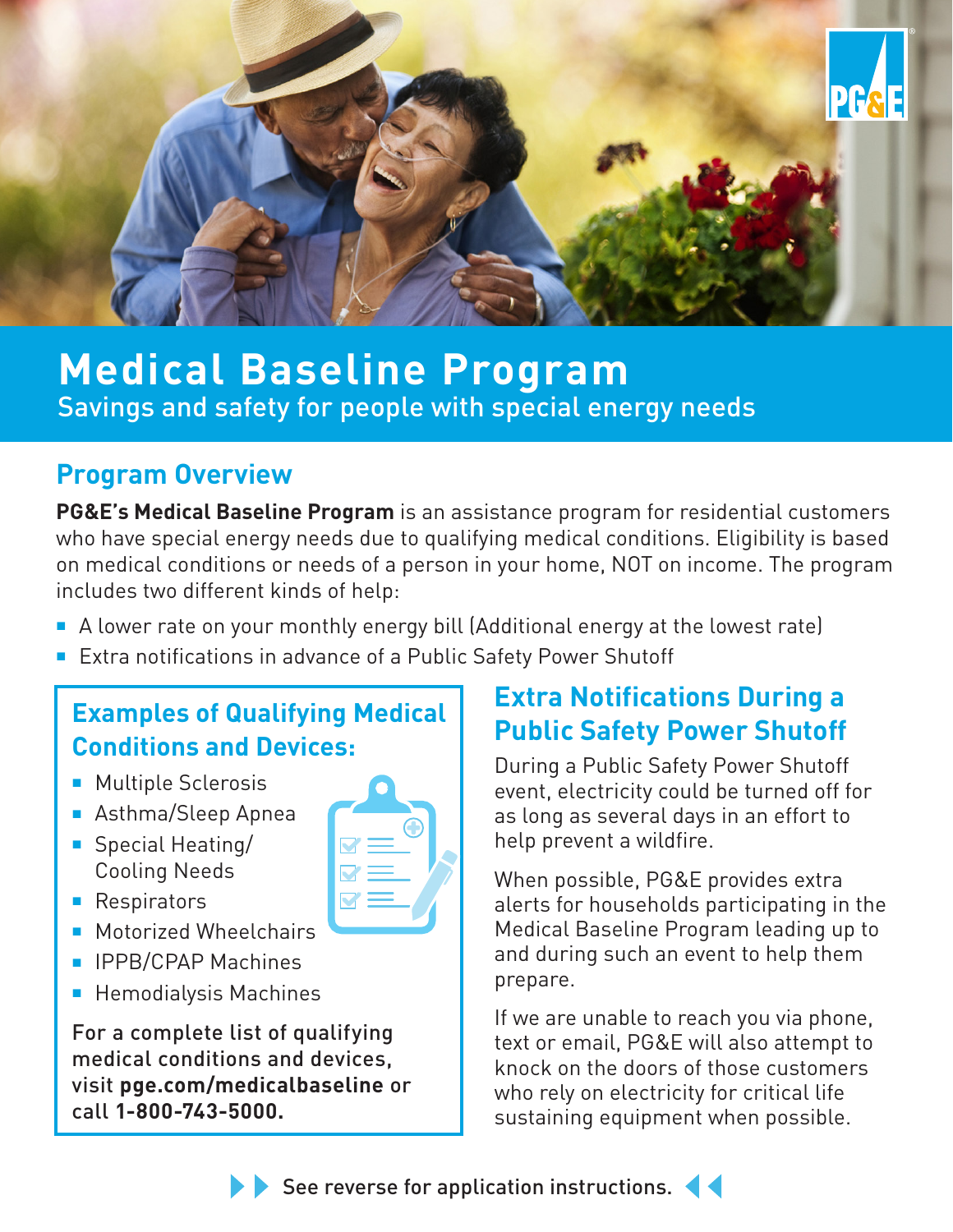# Medical Baseline Program

Savings and safety for people with special energy needs

## Program Overview

**PG&E's Medical Baseline Program** is an assistance program for residential customers who have special energy needs due to qualifying medical conditions. Eligibility is based on medical conditions or needs of a person in your home, NOT on income. The program includes two different kinds of help:

- A lower rate on your monthly energy bill (Additional energy at the lowest rate)
- Extra notifications in advance of a Public Safety Power Shutoff

### Examples of Qualifying Medical Conditions and Devices:

- Multiple Sclerosis
- Asthma/Sleep Apnea
- Special Heating/ Cooling Needs
- Respirators
- Motorized Wheelchairs
- IPPB/CPAP Machines
- Hemodialysis Machines

For a complete list of qualifying medical conditions and devices, visit **pge.com/medicalbaseline** or call **1-800-743-5000.**

## Extra Notifications During a Public Safety Power Shutoff

During a Public Safety Power Shutoff event, electricity could be turned off for as long as several days in an effort to help prevent a wildfire.

When possible, PG&E provides extra alerts for households participating in the Medical Baseline Program leading up to and during such an event to help them prepare.

If we are unable to reach you via phone, text or email, PG&E will also attempt to knock on the doors of those customers who rely on electricity for critical life sustaining equipment when possible.

See reverse for application instructions.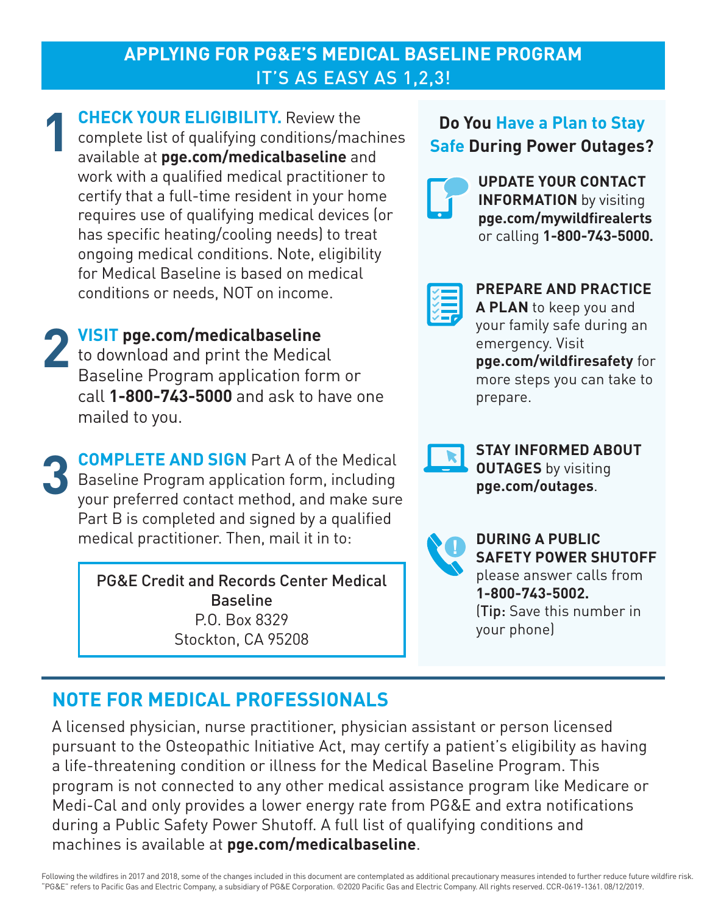# APPLYING FOR PG&E'S MEDICAL BASELINE PROGRAM
## IT'S AS EASY AS 1,2,3!

**1** **CHECK YOUR ELIGIBILITY.** Review the complete list of qualifying conditions/machines available at **pge.com/medicalbaseline** and work with a qualified medical practitioner to certify that a full-time resident in your home requires use of qualifying medical devices (or has specific heating/cooling needs) to treat ongoing medical conditions. Note, eligibility for Medical Baseline is based on medical conditions or needs, NOT on income.

**2** **VISIT pge.com/medicalbaseline** to download and print the Medical Baseline Program application form or call **1-800-743-5000** and ask to have one mailed to you.

**3** **COMPLETE AND SIGN** Part A of the Medical Baseline Program application form, including your preferred contact method, and make sure Part B is completed and signed by a qualified medical practitioner. Then, mail it in to:

> PG&E Credit and Records Center Medical Baseline
> P.O. Box 8329
> Stockton, CA 95208

### Do You Have a Plan to Stay Safe During Power Outages?

**UPDATE YOUR CONTACT INFORMATION** by visiting **pge.com/mywildfirealerts** or calling **1-800-743-5000.**

**PREPARE AND PRACTICE A PLAN** to keep you and your family safe during an emergency. Visit **pge.com/wildfiresafety** for more steps you can take to prepare.

**STAY INFORMED ABOUT OUTAGES** by visiting **pge.com/outages**.

**DURING A PUBLIC SAFETY POWER SHUTOFF** please answer calls from **1-800-743-5002.** (**Tip:** Save this number in your phone)

## NOTE FOR MEDICAL PROFESSIONALS

A licensed physician, nurse practitioner, physician assistant or person licensed pursuant to the Osteopathic Initiative Act, may certify a patient's eligibility as having a life-threatening condition or illness for the Medical Baseline Program. This program is not connected to any other medical assistance program like Medicare or Medi-Cal and only provides a lower energy rate from PG&E and extra notifications during a Public Safety Power Shutoff. A full list of qualifying conditions and machines is available at **pge.com/medicalbaseline**.

Following the wildfires in 2017 and 2018, some of the changes included in this document are contemplated as additional precautionary measures intended to further reduce future wildfire risk. "PG&E" refers to Pacific Gas and Electric Company, a subsidiary of PG&E Corporation. ©2020 Pacific Gas and Electric Company. All rights reserved. CCR-0619-1361. 08/12/2019.